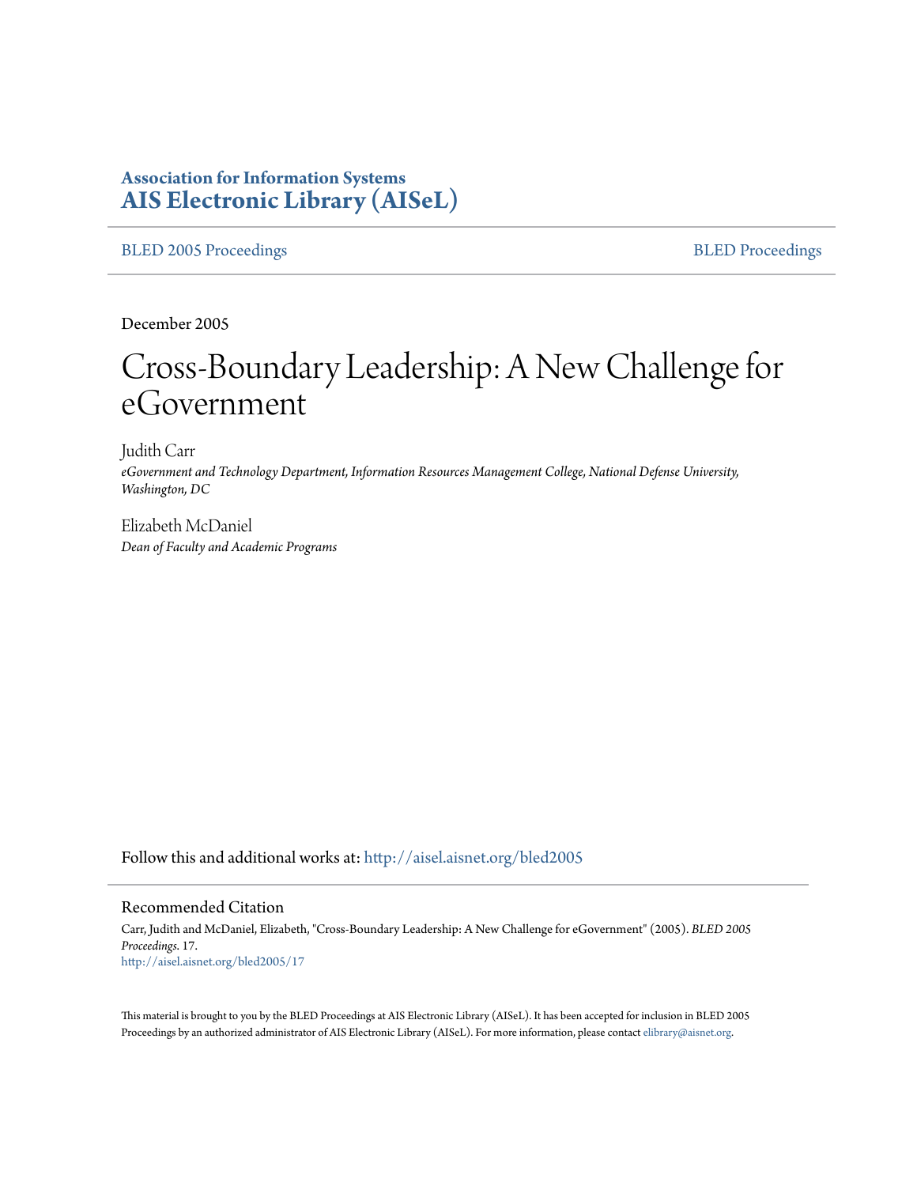**Association for Information Systems**
**AIS Electronic Library (AISeL)**

BLED 2005 Proceedings | BLED Proceedings

December 2005

# Cross-Boundary Leadership: A New Challenge for eGovernment

Judith Carr
*eGovernment and Technology Department, Information Resources Management College, National Defense University, Washington, DC*

Elizabeth McDaniel
*Dean of Faculty and Academic Programs*

Follow this and additional works at: http://aisel.aisnet.org/bled2005

## Recommended Citation

Carr, Judith and McDaniel, Elizabeth, "Cross-Boundary Leadership: A New Challenge for eGovernment" (2005). *BLED 2005 Proceedings*. 17.
http://aisel.aisnet.org/bled2005/17

This material is brought to you by the BLED Proceedings at AIS Electronic Library (AISeL). It has been accepted for inclusion in BLED 2005 Proceedings by an authorized administrator of AIS Electronic Library (AISeL). For more information, please contact elibrary@aisnet.org.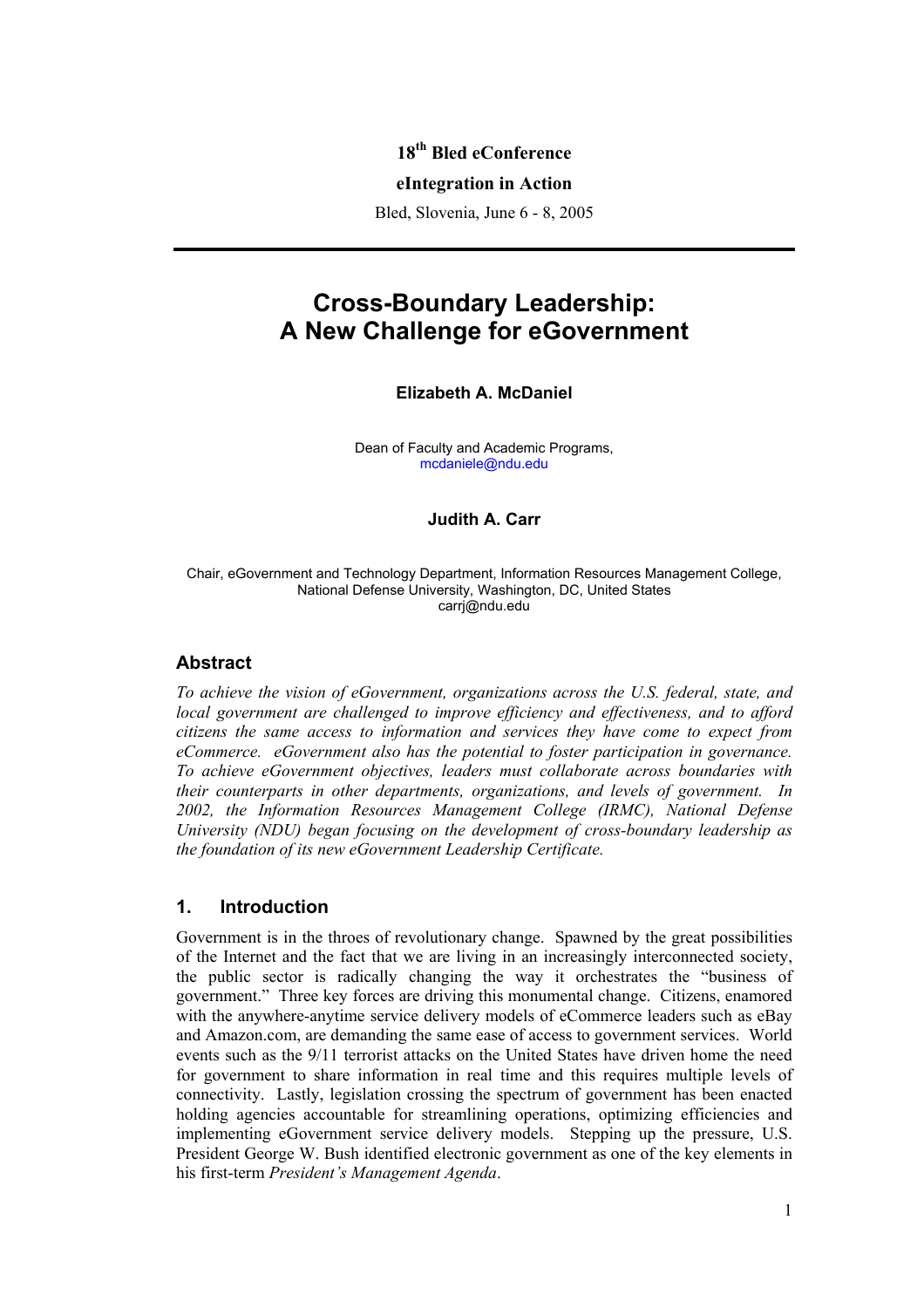18[th] Bled eConference

eIntegration in Action

Bled, Slovenia, June 6 - 8, 2005

# Cross-Boundary Leadership: A New Challenge for eGovernment

**Elizabeth A. McDaniel**

Dean of Faculty and Academic Programs,
mcdaniele@ndu.edu

**Judith A. Carr**

Chair, eGovernment and Technology Department, Information Resources Management College,
National Defense University, Washington, DC, United States
carrj@ndu.edu

## Abstract

*To achieve the vision of eGovernment, organizations across the U.S. federal, state, and local government are challenged to improve efficiency and effectiveness, and to afford citizens the same access to information and services they have come to expect from eCommerce. eGovernment also has the potential to foster participation in governance. To achieve eGovernment objectives, leaders must collaborate across boundaries with their counterparts in other departments, organizations, and levels of government. In 2002, the Information Resources Management College (IRMC), National Defense University (NDU) began focusing on the development of cross-boundary leadership as the foundation of its new eGovernment Leadership Certificate.*

## 1. Introduction

Government is in the throes of revolutionary change. Spawned by the great possibilities of the Internet and the fact that we are living in an increasingly interconnected society, the public sector is radically changing the way it orchestrates the "business of government." Three key forces are driving this monumental change. Citizens, enamored with the anywhere-anytime service delivery models of eCommerce leaders such as eBay and Amazon.com, are demanding the same ease of access to government services. World events such as the 9/11 terrorist attacks on the United States have driven home the need for government to share information in real time and this requires multiple levels of connectivity. Lastly, legislation crossing the spectrum of government has been enacted holding agencies accountable for streamlining operations, optimizing efficiencies and implementing eGovernment service delivery models. Stepping up the pressure, U.S. President George W. Bush identified electronic government as one of the key elements in his first-term *President's Management Agenda*.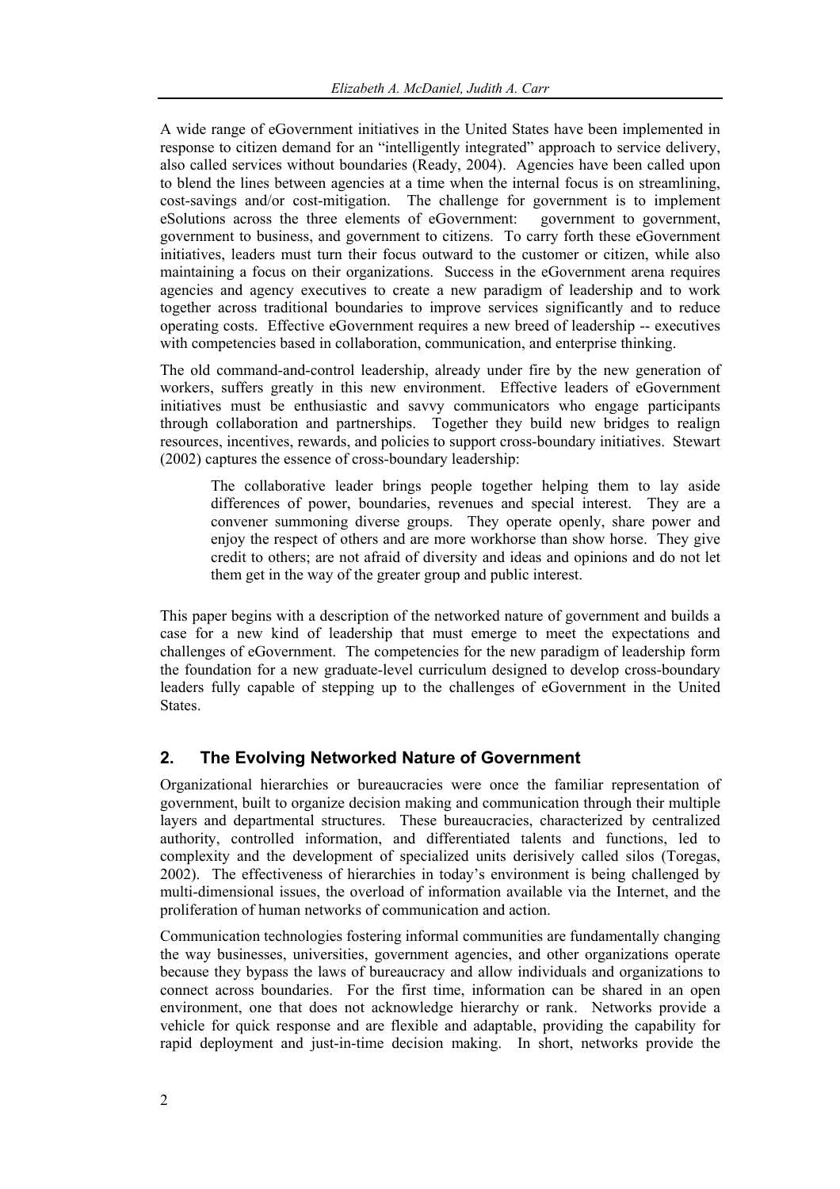A wide range of eGovernment initiatives in the United States have been implemented in response to citizen demand for an "intelligently integrated" approach to service delivery, also called services without boundaries (Ready, 2004). Agencies have been called upon to blend the lines between agencies at a time when the internal focus is on streamlining, cost-savings and/or cost-mitigation. The challenge for government is to implement eSolutions across the three elements of eGovernment: government to government, government to business, and government to citizens. To carry forth these eGovernment initiatives, leaders must turn their focus outward to the customer or citizen, while also maintaining a focus on their organizations. Success in the eGovernment arena requires agencies and agency executives to create a new paradigm of leadership and to work together across traditional boundaries to improve services significantly and to reduce operating costs. Effective eGovernment requires a new breed of leadership -- executives with competencies based in collaboration, communication, and enterprise thinking.

The old command-and-control leadership, already under fire by the new generation of workers, suffers greatly in this new environment. Effective leaders of eGovernment initiatives must be enthusiastic and savvy communicators who engage participants through collaboration and partnerships. Together they build new bridges to realign resources, incentives, rewards, and policies to support cross-boundary initiatives. Stewart (2002) captures the essence of cross-boundary leadership:

> The collaborative leader brings people together helping them to lay aside differences of power, boundaries, revenues and special interest. They are a convener summoning diverse groups. They operate openly, share power and enjoy the respect of others and are more workhorse than show horse. They give credit to others; are not afraid of diversity and ideas and opinions and do not let them get in the way of the greater group and public interest.

This paper begins with a description of the networked nature of government and builds a case for a new kind of leadership that must emerge to meet the expectations and challenges of eGovernment. The competencies for the new paradigm of leadership form the foundation for a new graduate-level curriculum designed to develop cross-boundary leaders fully capable of stepping up to the challenges of eGovernment in the United States.

## 2. The Evolving Networked Nature of Government

Organizational hierarchies or bureaucracies were once the familiar representation of government, built to organize decision making and communication through their multiple layers and departmental structures. These bureaucracies, characterized by centralized authority, controlled information, and differentiated talents and functions, led to complexity and the development of specialized units derisively called silos (Toregas, 2002). The effectiveness of hierarchies in today's environment is being challenged by multi-dimensional issues, the overload of information available via the Internet, and the proliferation of human networks of communication and action.

Communication technologies fostering informal communities are fundamentally changing the way businesses, universities, government agencies, and other organizations operate because they bypass the laws of bureaucracy and allow individuals and organizations to connect across boundaries. For the first time, information can be shared in an open environment, one that does not acknowledge hierarchy or rank. Networks provide a vehicle for quick response and are flexible and adaptable, providing the capability for rapid deployment and just-in-time decision making. In short, networks provide the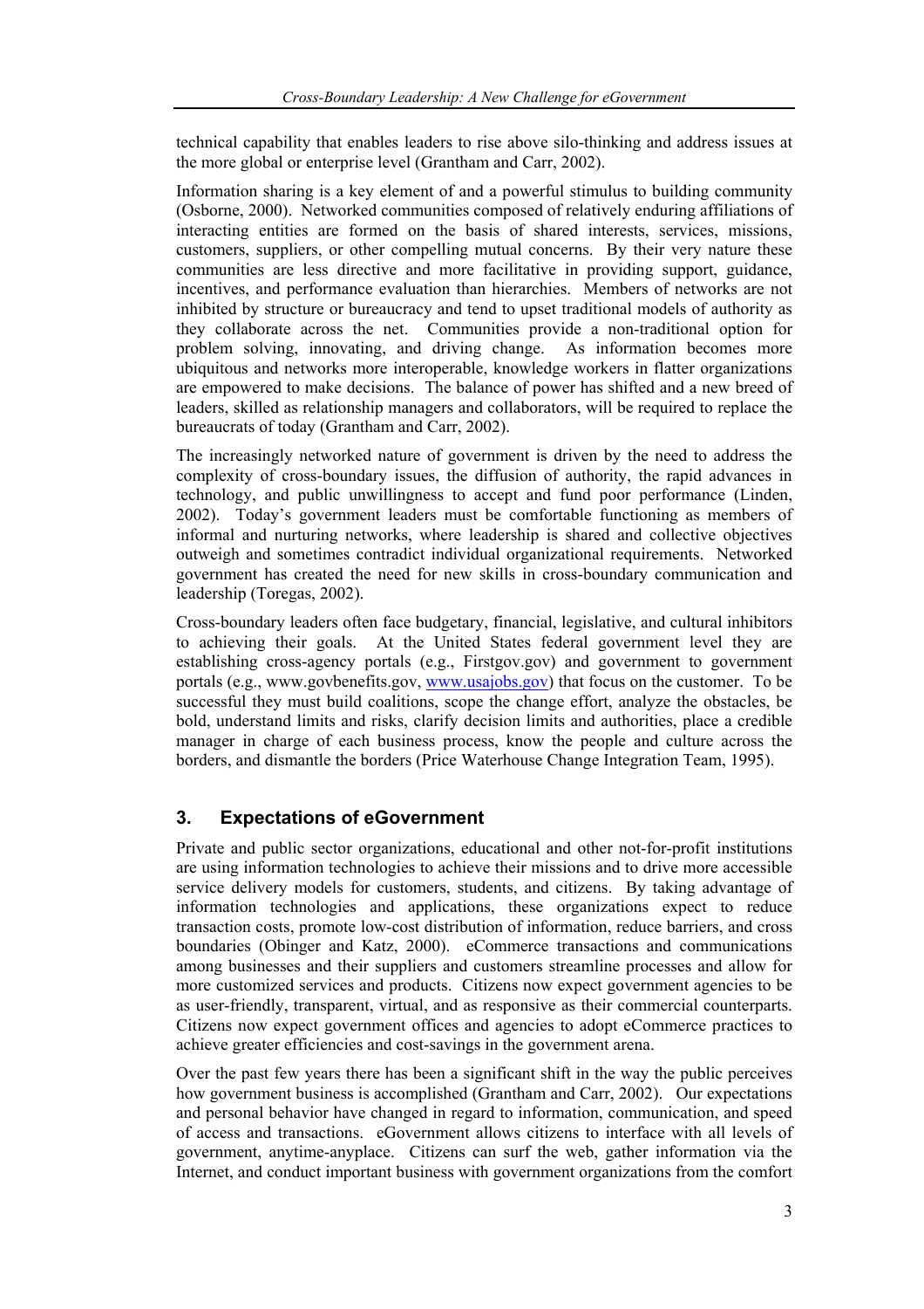technical capability that enables leaders to rise above silo-thinking and address issues at the more global or enterprise level (Grantham and Carr, 2002).

Information sharing is a key element of and a powerful stimulus to building community (Osborne, 2000). Networked communities composed of relatively enduring affiliations of interacting entities are formed on the basis of shared interests, services, missions, customers, suppliers, or other compelling mutual concerns. By their very nature these communities are less directive and more facilitative in providing support, guidance, incentives, and performance evaluation than hierarchies. Members of networks are not inhibited by structure or bureaucracy and tend to upset traditional models of authority as they collaborate across the net. Communities provide a non-traditional option for problem solving, innovating, and driving change. As information becomes more ubiquitous and networks more interoperable, knowledge workers in flatter organizations are empowered to make decisions. The balance of power has shifted and a new breed of leaders, skilled as relationship managers and collaborators, will be required to replace the bureaucrats of today (Grantham and Carr, 2002).

The increasingly networked nature of government is driven by the need to address the complexity of cross-boundary issues, the diffusion of authority, the rapid advances in technology, and public unwillingness to accept and fund poor performance (Linden, 2002). Today's government leaders must be comfortable functioning as members of informal and nurturing networks, where leadership is shared and collective objectives outweigh and sometimes contradict individual organizational requirements. Networked government has created the need for new skills in cross-boundary communication and leadership (Toregas, 2002).

Cross-boundary leaders often face budgetary, financial, legislative, and cultural inhibitors to achieving their goals. At the United States federal government level they are establishing cross-agency portals (e.g., Firstgov.gov) and government to government portals (e.g., www.govbenefits.gov, www.usajobs.gov) that focus on the customer. To be successful they must build coalitions, scope the change effort, analyze the obstacles, be bold, understand limits and risks, clarify decision limits and authorities, place a credible manager in charge of each business process, know the people and culture across the borders, and dismantle the borders (Price Waterhouse Change Integration Team, 1995).

## 3. Expectations of eGovernment

Private and public sector organizations, educational and other not-for-profit institutions are using information technologies to achieve their missions and to drive more accessible service delivery models for customers, students, and citizens. By taking advantage of information technologies and applications, these organizations expect to reduce transaction costs, promote low-cost distribution of information, reduce barriers, and cross boundaries (Obinger and Katz, 2000). eCommerce transactions and communications among businesses and their suppliers and customers streamline processes and allow for more customized services and products. Citizens now expect government agencies to be as user-friendly, transparent, virtual, and as responsive as their commercial counterparts. Citizens now expect government offices and agencies to adopt eCommerce practices to achieve greater efficiencies and cost-savings in the government arena.

Over the past few years there has been a significant shift in the way the public perceives how government business is accomplished (Grantham and Carr, 2002). Our expectations and personal behavior have changed in regard to information, communication, and speed of access and transactions. eGovernment allows citizens to interface with all levels of government, anytime-anyplace. Citizens can surf the web, gather information via the Internet, and conduct important business with government organizations from the comfort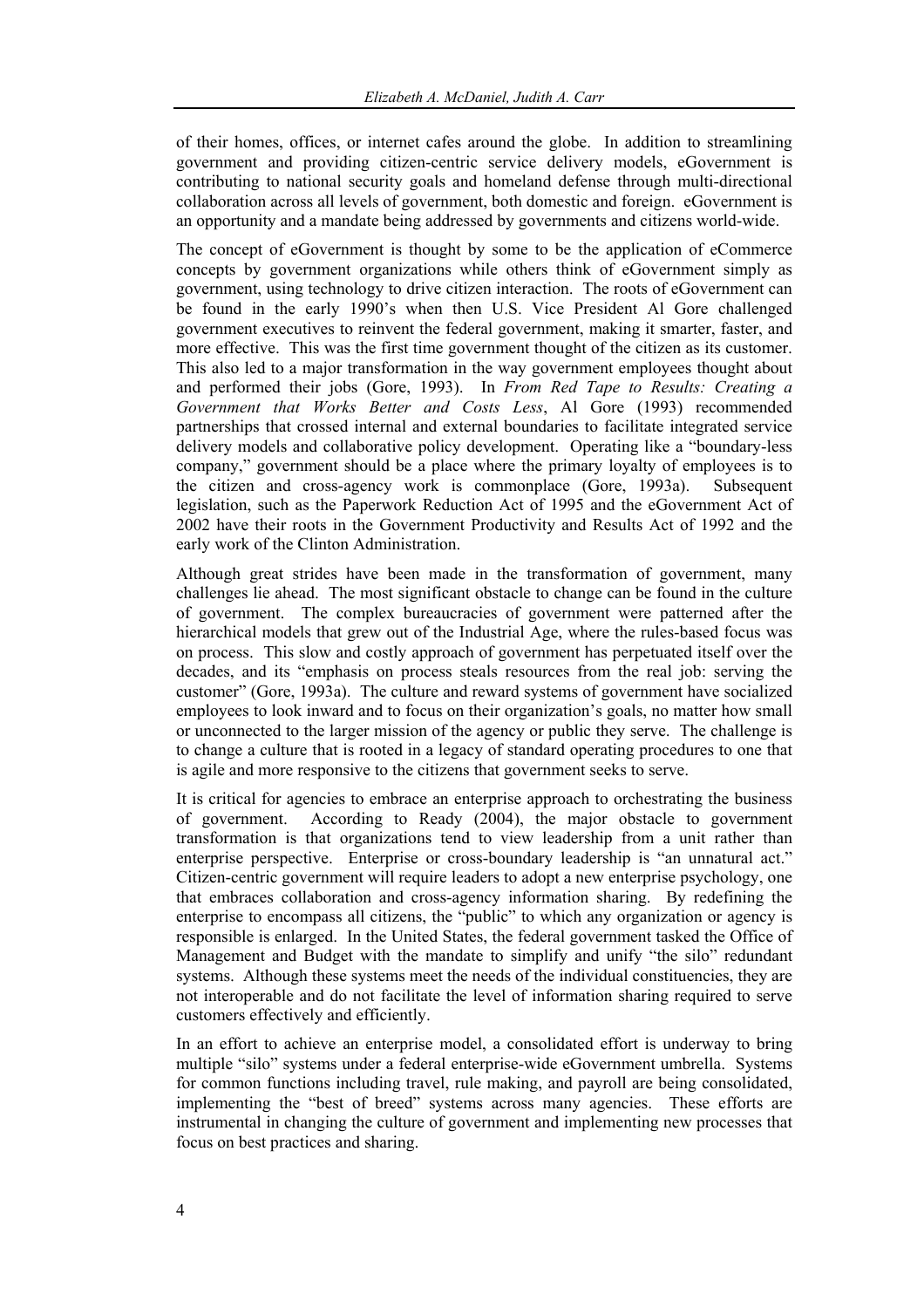of their homes, offices, or internet cafes around the globe. In addition to streamlining government and providing citizen-centric service delivery models, eGovernment is contributing to national security goals and homeland defense through multi-directional collaboration across all levels of government, both domestic and foreign. eGovernment is an opportunity and a mandate being addressed by governments and citizens world-wide.

The concept of eGovernment is thought by some to be the application of eCommerce concepts by government organizations while others think of eGovernment simply as government, using technology to drive citizen interaction. The roots of eGovernment can be found in the early 1990's when then U.S. Vice President Al Gore challenged government executives to reinvent the federal government, making it smarter, faster, and more effective. This was the first time government thought of the citizen as its customer. This also led to a major transformation in the way government employees thought about and performed their jobs (Gore, 1993). In *From Red Tape to Results: Creating a Government that Works Better and Costs Less*, Al Gore (1993) recommended partnerships that crossed internal and external boundaries to facilitate integrated service delivery models and collaborative policy development. Operating like a "boundary-less company," government should be a place where the primary loyalty of employees is to the citizen and cross-agency work is commonplace (Gore, 1993a). Subsequent legislation, such as the Paperwork Reduction Act of 1995 and the eGovernment Act of 2002 have their roots in the Government Productivity and Results Act of 1992 and the early work of the Clinton Administration.

Although great strides have been made in the transformation of government, many challenges lie ahead. The most significant obstacle to change can be found in the culture of government. The complex bureaucracies of government were patterned after the hierarchical models that grew out of the Industrial Age, where the rules-based focus was on process. This slow and costly approach of government has perpetuated itself over the decades, and its "emphasis on process steals resources from the real job: serving the customer" (Gore, 1993a). The culture and reward systems of government have socialized employees to look inward and to focus on their organization's goals, no matter how small or unconnected to the larger mission of the agency or public they serve. The challenge is to change a culture that is rooted in a legacy of standard operating procedures to one that is agile and more responsive to the citizens that government seeks to serve.

It is critical for agencies to embrace an enterprise approach to orchestrating the business of government. According to Ready (2004), the major obstacle to government transformation is that organizations tend to view leadership from a unit rather than enterprise perspective. Enterprise or cross-boundary leadership is "an unnatural act." Citizen-centric government will require leaders to adopt a new enterprise psychology, one that embraces collaboration and cross-agency information sharing. By redefining the enterprise to encompass all citizens, the "public" to which any organization or agency is responsible is enlarged. In the United States, the federal government tasked the Office of Management and Budget with the mandate to simplify and unify "the silo" redundant systems. Although these systems meet the needs of the individual constituencies, they are not interoperable and do not facilitate the level of information sharing required to serve customers effectively and efficiently.

In an effort to achieve an enterprise model, a consolidated effort is underway to bring multiple "silo" systems under a federal enterprise-wide eGovernment umbrella. Systems for common functions including travel, rule making, and payroll are being consolidated, implementing the "best of breed" systems across many agencies. These efforts are instrumental in changing the culture of government and implementing new processes that focus on best practices and sharing.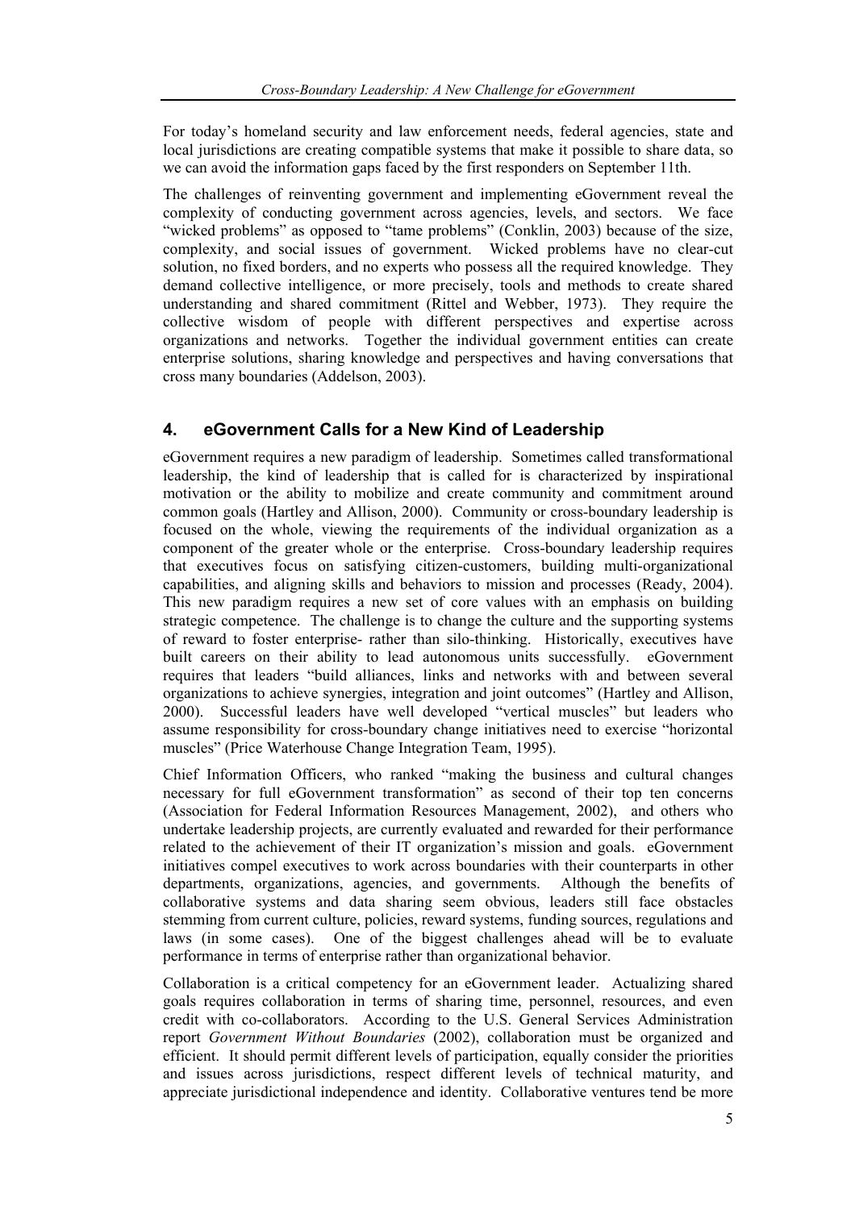For today's homeland security and law enforcement needs, federal agencies, state and local jurisdictions are creating compatible systems that make it possible to share data, so we can avoid the information gaps faced by the first responders on September 11th.

The challenges of reinventing government and implementing eGovernment reveal the complexity of conducting government across agencies, levels, and sectors. We face "wicked problems" as opposed to "tame problems" (Conklin, 2003) because of the size, complexity, and social issues of government. Wicked problems have no clear-cut solution, no fixed borders, and no experts who possess all the required knowledge. They demand collective intelligence, or more precisely, tools and methods to create shared understanding and shared commitment (Rittel and Webber, 1973). They require the collective wisdom of people with different perspectives and expertise across organizations and networks. Together the individual government entities can create enterprise solutions, sharing knowledge and perspectives and having conversations that cross many boundaries (Addelson, 2003).

## 4. eGovernment Calls for a New Kind of Leadership

eGovernment requires a new paradigm of leadership. Sometimes called transformational leadership, the kind of leadership that is called for is characterized by inspirational motivation or the ability to mobilize and create community and commitment around common goals (Hartley and Allison, 2000). Community or cross-boundary leadership is focused on the whole, viewing the requirements of the individual organization as a component of the greater whole or the enterprise. Cross-boundary leadership requires that executives focus on satisfying citizen-customers, building multi-organizational capabilities, and aligning skills and behaviors to mission and processes (Ready, 2004). This new paradigm requires a new set of core values with an emphasis on building strategic competence. The challenge is to change the culture and the supporting systems of reward to foster enterprise- rather than silo-thinking. Historically, executives have built careers on their ability to lead autonomous units successfully. eGovernment requires that leaders "build alliances, links and networks with and between several organizations to achieve synergies, integration and joint outcomes" (Hartley and Allison, 2000). Successful leaders have well developed "vertical muscles" but leaders who assume responsibility for cross-boundary change initiatives need to exercise "horizontal muscles" (Price Waterhouse Change Integration Team, 1995).

Chief Information Officers, who ranked "making the business and cultural changes necessary for full eGovernment transformation" as second of their top ten concerns (Association for Federal Information Resources Management, 2002), and others who undertake leadership projects, are currently evaluated and rewarded for their performance related to the achievement of their IT organization's mission and goals. eGovernment initiatives compel executives to work across boundaries with their counterparts in other departments, organizations, agencies, and governments. Although the benefits of collaborative systems and data sharing seem obvious, leaders still face obstacles stemming from current culture, policies, reward systems, funding sources, regulations and laws (in some cases). One of the biggest challenges ahead will be to evaluate performance in terms of enterprise rather than organizational behavior.

Collaboration is a critical competency for an eGovernment leader. Actualizing shared goals requires collaboration in terms of sharing time, personnel, resources, and even credit with co-collaborators. According to the U.S. General Services Administration report *Government Without Boundaries* (2002), collaboration must be organized and efficient. It should permit different levels of participation, equally consider the priorities and issues across jurisdictions, respect different levels of technical maturity, and appreciate jurisdictional independence and identity. Collaborative ventures tend be more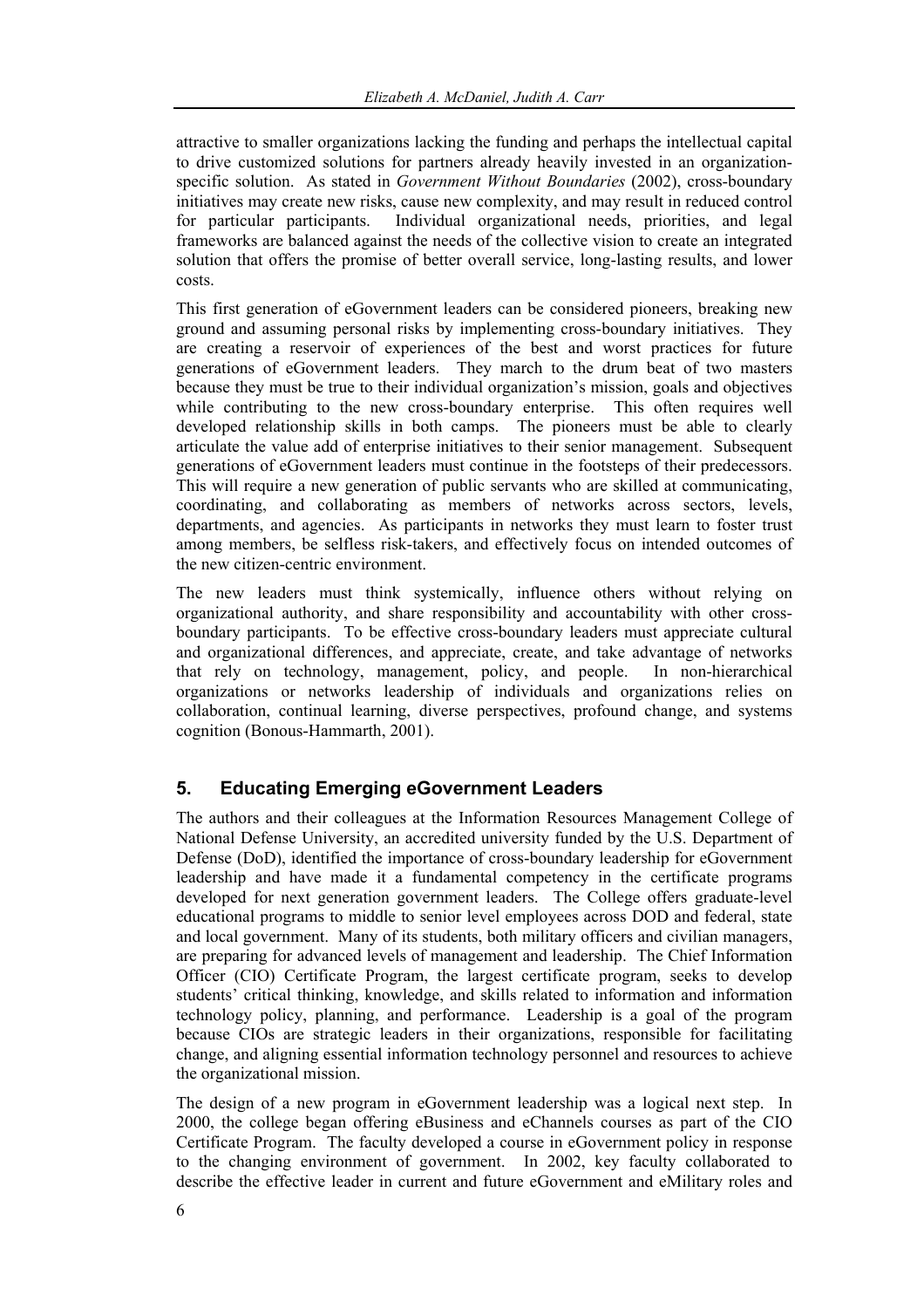attractive to smaller organizations lacking the funding and perhaps the intellectual capital to drive customized solutions for partners already heavily invested in an organization-specific solution. As stated in *Government Without Boundaries* (2002), cross-boundary initiatives may create new risks, cause new complexity, and may result in reduced control for particular participants. Individual organizational needs, priorities, and legal frameworks are balanced against the needs of the collective vision to create an integrated solution that offers the promise of better overall service, long-lasting results, and lower costs.

This first generation of eGovernment leaders can be considered pioneers, breaking new ground and assuming personal risks by implementing cross-boundary initiatives. They are creating a reservoir of experiences of the best and worst practices for future generations of eGovernment leaders. They march to the drum beat of two masters because they must be true to their individual organization's mission, goals and objectives while contributing to the new cross-boundary enterprise. This often requires well developed relationship skills in both camps. The pioneers must be able to clearly articulate the value add of enterprise initiatives to their senior management. Subsequent generations of eGovernment leaders must continue in the footsteps of their predecessors. This will require a new generation of public servants who are skilled at communicating, coordinating, and collaborating as members of networks across sectors, levels, departments, and agencies. As participants in networks they must learn to foster trust among members, be selfless risk-takers, and effectively focus on intended outcomes of the new citizen-centric environment.

The new leaders must think systemically, influence others without relying on organizational authority, and share responsibility and accountability with other cross-boundary participants. To be effective cross-boundary leaders must appreciate cultural and organizational differences, and appreciate, create, and take advantage of networks that rely on technology, management, policy, and people. In non-hierarchical organizations or networks leadership of individuals and organizations relies on collaboration, continual learning, diverse perspectives, profound change, and systems cognition (Bonous-Hammarth, 2001).

## 5. Educating Emerging eGovernment Leaders

The authors and their colleagues at the Information Resources Management College of National Defense University, an accredited university funded by the U.S. Department of Defense (DoD), identified the importance of cross-boundary leadership for eGovernment leadership and have made it a fundamental competency in the certificate programs developed for next generation government leaders. The College offers graduate-level educational programs to middle to senior level employees across DOD and federal, state and local government. Many of its students, both military officers and civilian managers, are preparing for advanced levels of management and leadership. The Chief Information Officer (CIO) Certificate Program, the largest certificate program, seeks to develop students' critical thinking, knowledge, and skills related to information and information technology policy, planning, and performance. Leadership is a goal of the program because CIOs are strategic leaders in their organizations, responsible for facilitating change, and aligning essential information technology personnel and resources to achieve the organizational mission.

The design of a new program in eGovernment leadership was a logical next step. In 2000, the college began offering eBusiness and eChannels courses as part of the CIO Certificate Program. The faculty developed a course in eGovernment policy in response to the changing environment of government. In 2002, key faculty collaborated to describe the effective leader in current and future eGovernment and eMilitary roles and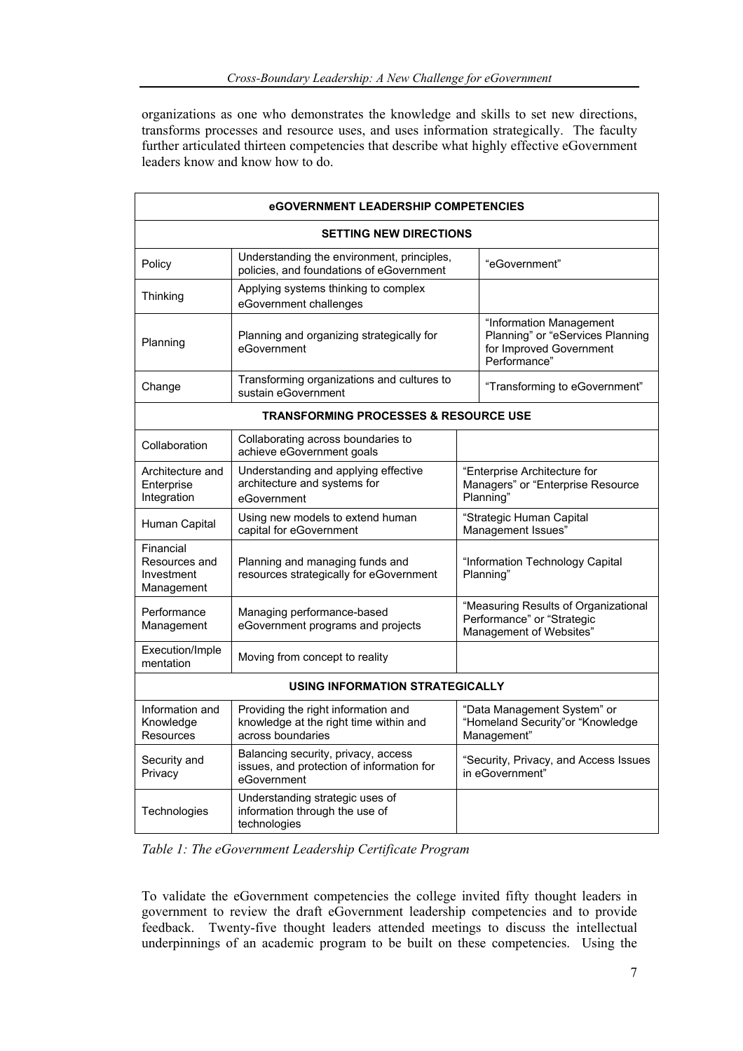organizations as one who demonstrates the knowledge and skills to set new directions, transforms processes and resource uses, and uses information strategically. The faculty further articulated thirteen competencies that describe what highly effective eGovernment leaders know and know how to do.

| eGOVERNMENT LEADERSHIP COMPETENCIES | | |
|---|---|---|
| **SETTING NEW DIRECTIONS** | | |
| Policy | Understanding the environment, principles, policies, and foundations of eGovernment | "eGovernment" |
| Thinking | Applying systems thinking to complex eGovernment challenges | |
| Planning | Planning and organizing strategically for eGovernment | "Information Management Planning" or "eServices Planning for Improved Government Performance" |
| Change | Transforming organizations and cultures to sustain eGovernment | "Transforming to eGovernment" |
| **TRANSFORMING PROCESSES & RESOURCE USE** | | |
| Collaboration | Collaborating across boundaries to achieve eGovernment goals | |
| Architecture and Enterprise Integration | Understanding and applying effective architecture and systems for eGovernment | "Enterprise Architecture for Managers" or "Enterprise Resource Planning" |
| Human Capital | Using new models to extend human capital for eGovernment | "Strategic Human Capital Management Issues" |
| Financial Resources and Investment Management | Planning and managing funds and resources strategically for eGovernment | "Information Technology Capital Planning" |
| Performance Management | Managing performance-based eGovernment programs and projects | "Measuring Results of Organizational Performance" or "Strategic Management of Websites" |
| Execution/Implementation | Moving from concept to reality | |
| **USING INFORMATION STRATEGICALLY** | | |
| Information and Knowledge Resources | Providing the right information and knowledge at the right time within and across boundaries | "Data Management System" or "Homeland Security"or "Knowledge Management" |
| Security and Privacy | Balancing security, privacy, access issues, and protection of information for eGovernment | "Security, Privacy, and Access Issues in eGovernment" |
| Technologies | Understanding strategic uses of information through the use of technologies | |

*Table 1: The eGovernment Leadership Certificate Program*

To validate the eGovernment competencies the college invited fifty thought leaders in government to review the draft eGovernment leadership competencies and to provide feedback. Twenty-five thought leaders attended meetings to discuss the intellectual underpinnings of an academic program to be built on these competencies. Using the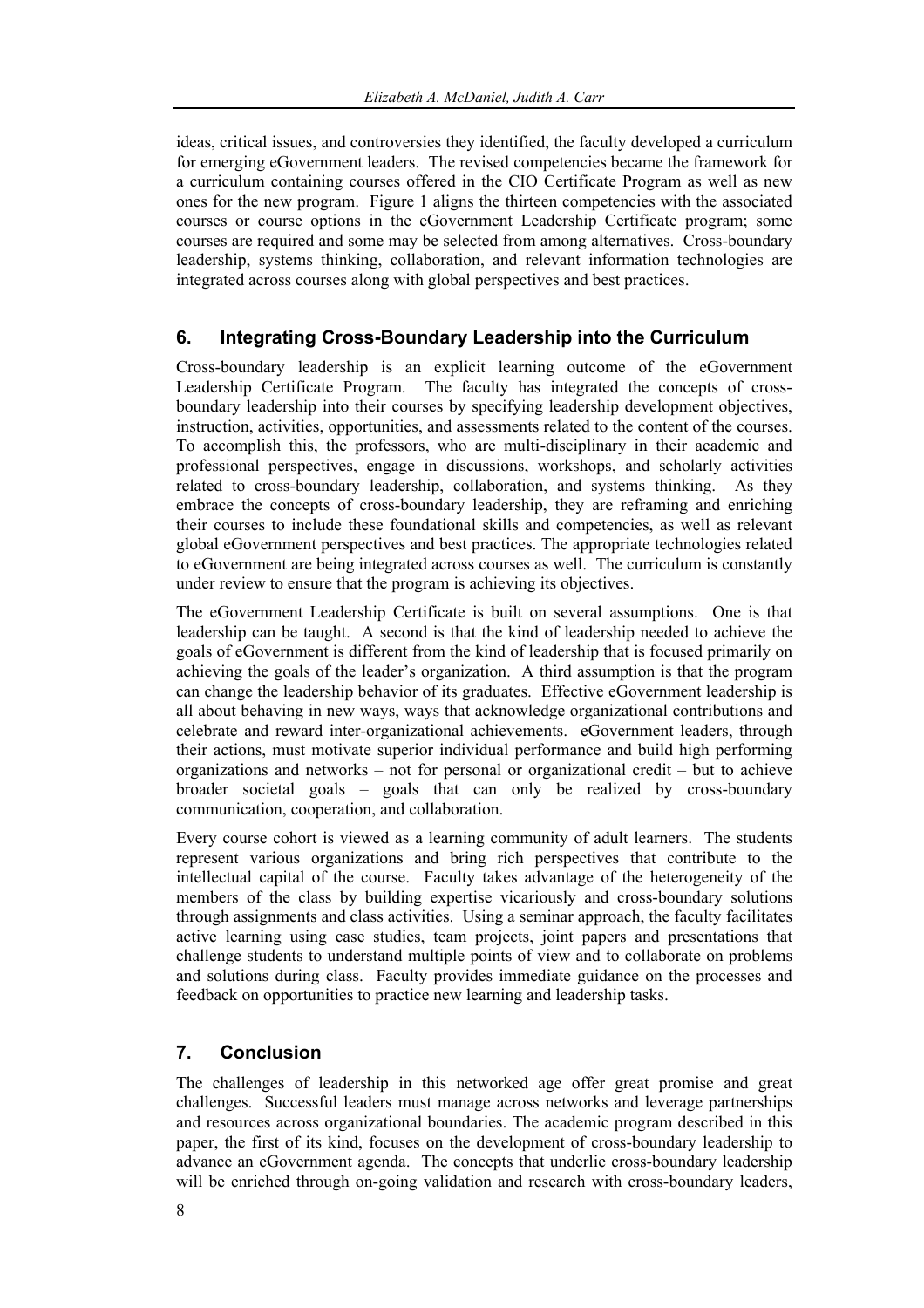ideas, critical issues, and controversies they identified, the faculty developed a curriculum for emerging eGovernment leaders. The revised competencies became the framework for a curriculum containing courses offered in the CIO Certificate Program as well as new ones for the new program. Figure 1 aligns the thirteen competencies with the associated courses or course options in the eGovernment Leadership Certificate program; some courses are required and some may be selected from among alternatives. Cross-boundary leadership, systems thinking, collaboration, and relevant information technologies are integrated across courses along with global perspectives and best practices.

## 6. Integrating Cross-Boundary Leadership into the Curriculum

Cross-boundary leadership is an explicit learning outcome of the eGovernment Leadership Certificate Program. The faculty has integrated the concepts of cross-boundary leadership into their courses by specifying leadership development objectives, instruction, activities, opportunities, and assessments related to the content of the courses. To accomplish this, the professors, who are multi-disciplinary in their academic and professional perspectives, engage in discussions, workshops, and scholarly activities related to cross-boundary leadership, collaboration, and systems thinking. As they embrace the concepts of cross-boundary leadership, they are reframing and enriching their courses to include these foundational skills and competencies, as well as relevant global eGovernment perspectives and best practices. The appropriate technologies related to eGovernment are being integrated across courses as well. The curriculum is constantly under review to ensure that the program is achieving its objectives.

The eGovernment Leadership Certificate is built on several assumptions. One is that leadership can be taught. A second is that the kind of leadership needed to achieve the goals of eGovernment is different from the kind of leadership that is focused primarily on achieving the goals of the leader's organization. A third assumption is that the program can change the leadership behavior of its graduates. Effective eGovernment leadership is all about behaving in new ways, ways that acknowledge organizational contributions and celebrate and reward inter-organizational achievements. eGovernment leaders, through their actions, must motivate superior individual performance and build high performing organizations and networks – not for personal or organizational credit – but to achieve broader societal goals – goals that can only be realized by cross-boundary communication, cooperation, and collaboration.

Every course cohort is viewed as a learning community of adult learners. The students represent various organizations and bring rich perspectives that contribute to the intellectual capital of the course. Faculty takes advantage of the heterogeneity of the members of the class by building expertise vicariously and cross-boundary solutions through assignments and class activities. Using a seminar approach, the faculty facilitates active learning using case studies, team projects, joint papers and presentations that challenge students to understand multiple points of view and to collaborate on problems and solutions during class. Faculty provides immediate guidance on the processes and feedback on opportunities to practice new learning and leadership tasks.

## 7. Conclusion

The challenges of leadership in this networked age offer great promise and great challenges. Successful leaders must manage across networks and leverage partnerships and resources across organizational boundaries. The academic program described in this paper, the first of its kind, focuses on the development of cross-boundary leadership to advance an eGovernment agenda. The concepts that underlie cross-boundary leadership will be enriched through on-going validation and research with cross-boundary leaders,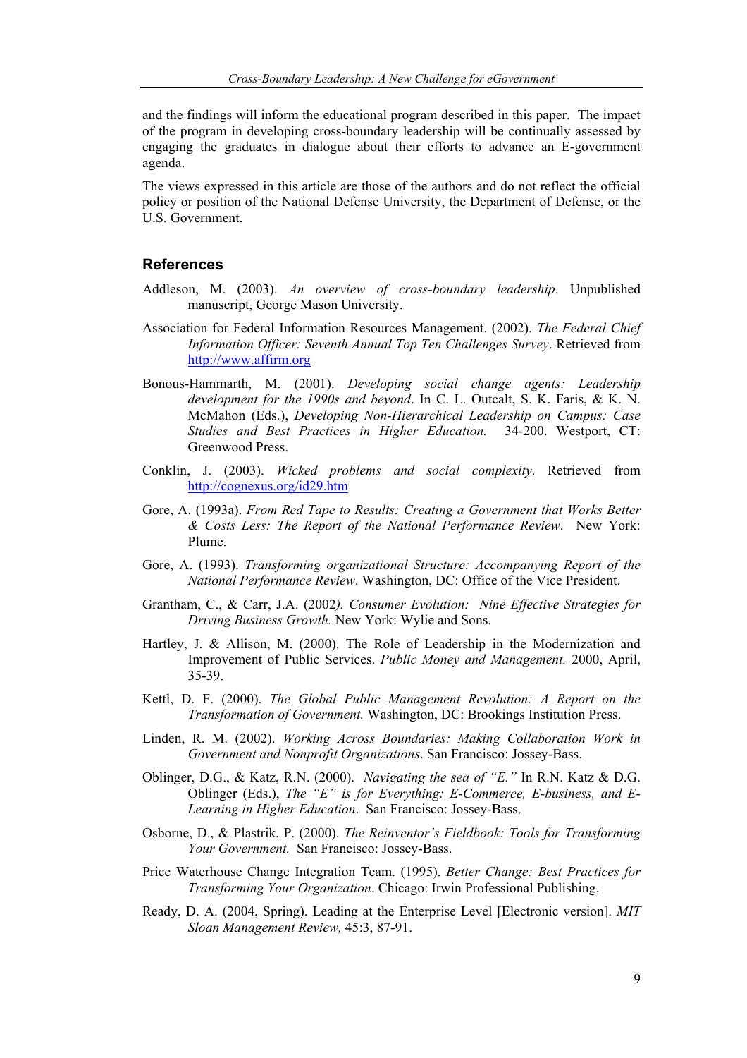and the findings will inform the educational program described in this paper. The impact of the program in developing cross-boundary leadership will be continually assessed by engaging the graduates in dialogue about their efforts to advance an E-government agenda.

The views expressed in this article are those of the authors and do not reflect the official policy or position of the National Defense University, the Department of Defense, or the U.S. Government.

## References

Addleson, M. (2003). *An overview of cross-boundary leadership*. Unpublished manuscript, George Mason University.

Association for Federal Information Resources Management. (2002). *The Federal Chief Information Officer: Seventh Annual Top Ten Challenges Survey*. Retrieved from http://www.affirm.org

Bonous-Hammarth, M. (2001). *Developing social change agents: Leadership development for the 1990s and beyond*. In C. L. Outcalt, S. K. Faris, & K. N. McMahon (Eds.), *Developing Non-Hierarchical Leadership on Campus: Case Studies and Best Practices in Higher Education.* 34-200. Westport, CT: Greenwood Press.

Conklin, J. (2003). *Wicked problems and social complexity*. Retrieved from http://cognexus.org/id29.htm

Gore, A. (1993a). *From Red Tape to Results: Creating a Government that Works Better & Costs Less: The Report of the National Performance Review*. New York: Plume.

Gore, A. (1993). *Transforming organizational Structure: Accompanying Report of the National Performance Review*. Washington, DC: Office of the Vice President.

Grantham, C., & Carr, J.A. (2002*). Consumer Evolution: Nine Effective Strategies for Driving Business Growth.* New York: Wylie and Sons.

Hartley, J. & Allison, M. (2000). The Role of Leadership in the Modernization and Improvement of Public Services. *Public Money and Management.* 2000, April, 35-39.

Kettl, D. F. (2000). *The Global Public Management Revolution: A Report on the Transformation of Government.* Washington, DC: Brookings Institution Press.

Linden, R. M. (2002). *Working Across Boundaries: Making Collaboration Work in Government and Nonprofit Organizations*. San Francisco: Jossey-Bass.

Oblinger, D.G., & Katz, R.N. (2000). *Navigating the sea of "E."* In R.N. Katz & D.G. Oblinger (Eds.), *The "E" is for Everything: E-Commerce, E-business, and E-Learning in Higher Education*. San Francisco: Jossey-Bass.

Osborne, D., & Plastrik, P. (2000). *The Reinventor's Fieldbook: Tools for Transforming Your Government.* San Francisco: Jossey-Bass.

Price Waterhouse Change Integration Team. (1995). *Better Change: Best Practices for Transforming Your Organization*. Chicago: Irwin Professional Publishing.

Ready, D. A. (2004, Spring). Leading at the Enterprise Level [Electronic version]. *MIT Sloan Management Review,* 45:3, 87-91.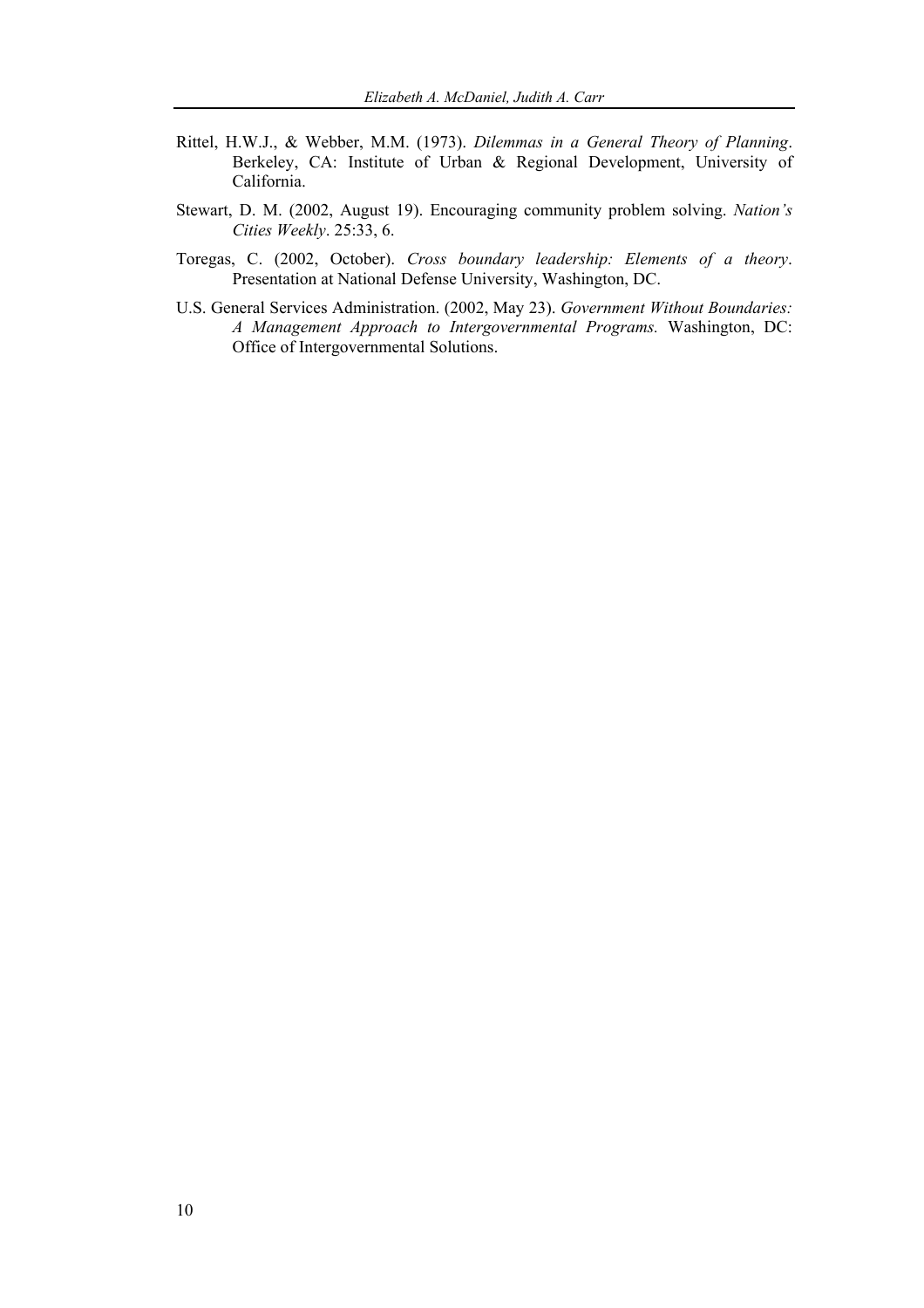Rittel, H.W.J., & Webber, M.M. (1973). *Dilemmas in a General Theory of Planning*. Berkeley, CA: Institute of Urban & Regional Development, University of California.

Stewart, D. M. (2002, August 19). Encouraging community problem solving. *Nation's Cities Weekly*. 25:33, 6.

Toregas, C. (2002, October). *Cross boundary leadership: Elements of a theory*. Presentation at National Defense University, Washington, DC.

U.S. General Services Administration. (2002, May 23). *Government Without Boundaries: A Management Approach to Intergovernmental Programs.* Washington, DC: Office of Intergovernmental Solutions.